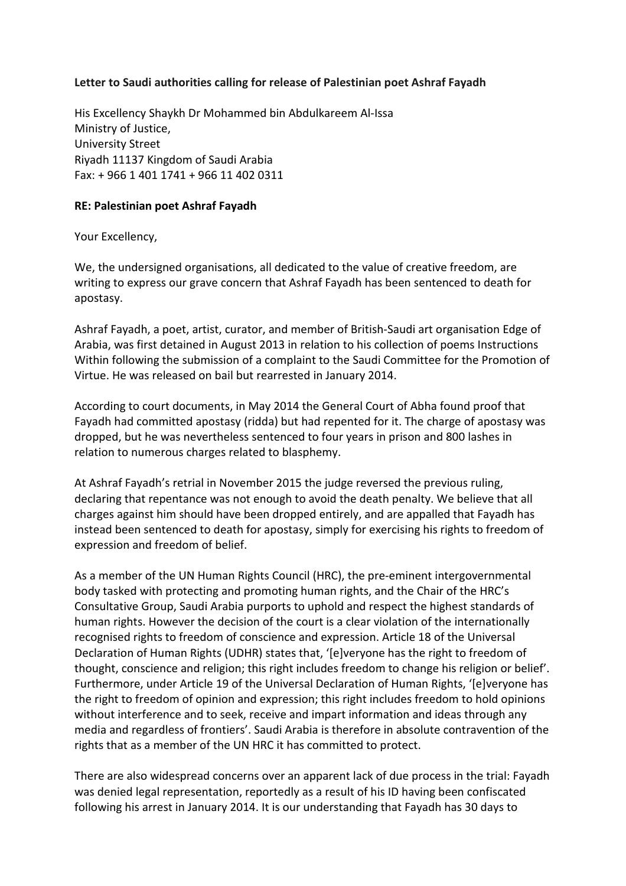**Letter to Saudi authorities calling for release of Palestinian poet Ashraf Fayadh**

His Excellency Shaykh Dr Mohammed bin Abdulkareem Al-Issa
Ministry of Justice,
University Street
Riyadh 11137 Kingdom of Saudi Arabia
Fax: + 966 1 401 1741 + 966 11 402 0311

**RE: Palestinian poet Ashraf Fayadh**

Your Excellency,

We, the undersigned organisations, all dedicated to the value of creative freedom, are writing to express our grave concern that Ashraf Fayadh has been sentenced to death for apostasy.

Ashraf Fayadh, a poet, artist, curator, and member of British-Saudi art organisation Edge of Arabia, was first detained in August 2013 in relation to his collection of poems Instructions Within following the submission of a complaint to the Saudi Committee for the Promotion of Virtue. He was released on bail but rearrested in January 2014.

According to court documents, in May 2014 the General Court of Abha found proof that Fayadh had committed apostasy (ridda) but had repented for it. The charge of apostasy was dropped, but he was nevertheless sentenced to four years in prison and 800 lashes in relation to numerous charges related to blasphemy.

At Ashraf Fayadh's retrial in November 2015 the judge reversed the previous ruling, declaring that repentance was not enough to avoid the death penalty. We believe that all charges against him should have been dropped entirely, and are appalled that Fayadh has instead been sentenced to death for apostasy, simply for exercising his rights to freedom of expression and freedom of belief.

As a member of the UN Human Rights Council (HRC), the pre-eminent intergovernmental body tasked with protecting and promoting human rights, and the Chair of the HRC's Consultative Group, Saudi Arabia purports to uphold and respect the highest standards of human rights. However the decision of the court is a clear violation of the internationally recognised rights to freedom of conscience and expression. Article 18 of the Universal Declaration of Human Rights (UDHR) states that, '[e]veryone has the right to freedom of thought, conscience and religion; this right includes freedom to change his religion or belief'. Furthermore, under Article 19 of the Universal Declaration of Human Rights, '[e]veryone has the right to freedom of opinion and expression; this right includes freedom to hold opinions without interference and to seek, receive and impart information and ideas through any media and regardless of frontiers'. Saudi Arabia is therefore in absolute contravention of the rights that as a member of the UN HRC it has committed to protect.

There are also widespread concerns over an apparent lack of due process in the trial: Fayadh was denied legal representation, reportedly as a result of his ID having been confiscated following his arrest in January 2014. It is our understanding that Fayadh has 30 days to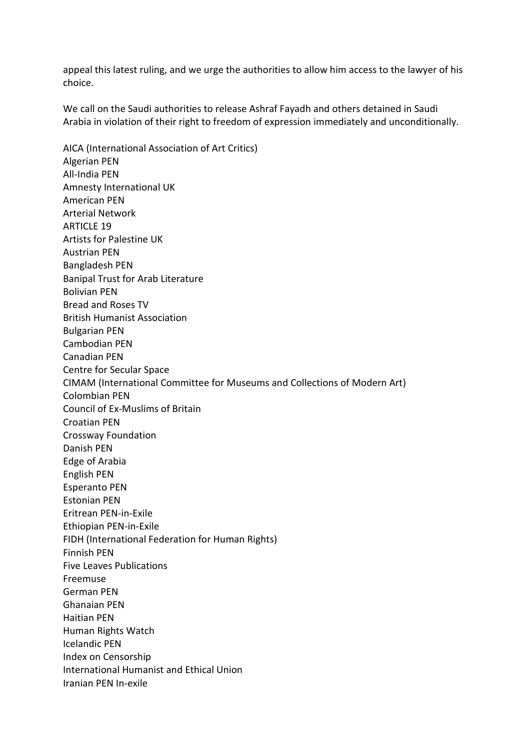appeal this latest ruling, and we urge the authorities to allow him access to the lawyer of his choice.

We call on the Saudi authorities to release Ashraf Fayadh and others detained in Saudi Arabia in violation of their right to freedom of expression immediately and unconditionally.

AICA (International Association of Art Critics)
Algerian PEN
All-India PEN
Amnesty International UK
American PEN
Arterial Network
ARTICLE 19
Artists for Palestine UK
Austrian PEN
Bangladesh PEN
Banipal Trust for Arab Literature
Bolivian PEN
Bread and Roses TV
British Humanist Association
Bulgarian PEN
Cambodian PEN
Canadian PEN
Centre for Secular Space
CIMAM (International Committee for Museums and Collections of Modern Art)
Colombian PEN
Council of Ex-Muslims of Britain
Croatian PEN
Crossway Foundation
Danish PEN
Edge of Arabia
English PEN
Esperanto PEN
Estonian PEN
Eritrean PEN-in-Exile
Ethiopian PEN-in-Exile
FIDH (International Federation for Human Rights)
Finnish PEN
Five Leaves Publications
Freemuse
German PEN
Ghanaian PEN
Haitian PEN
Human Rights Watch
Icelandic PEN
Index on Censorship
International Humanist and Ethical Union
Iranian PEN In-exile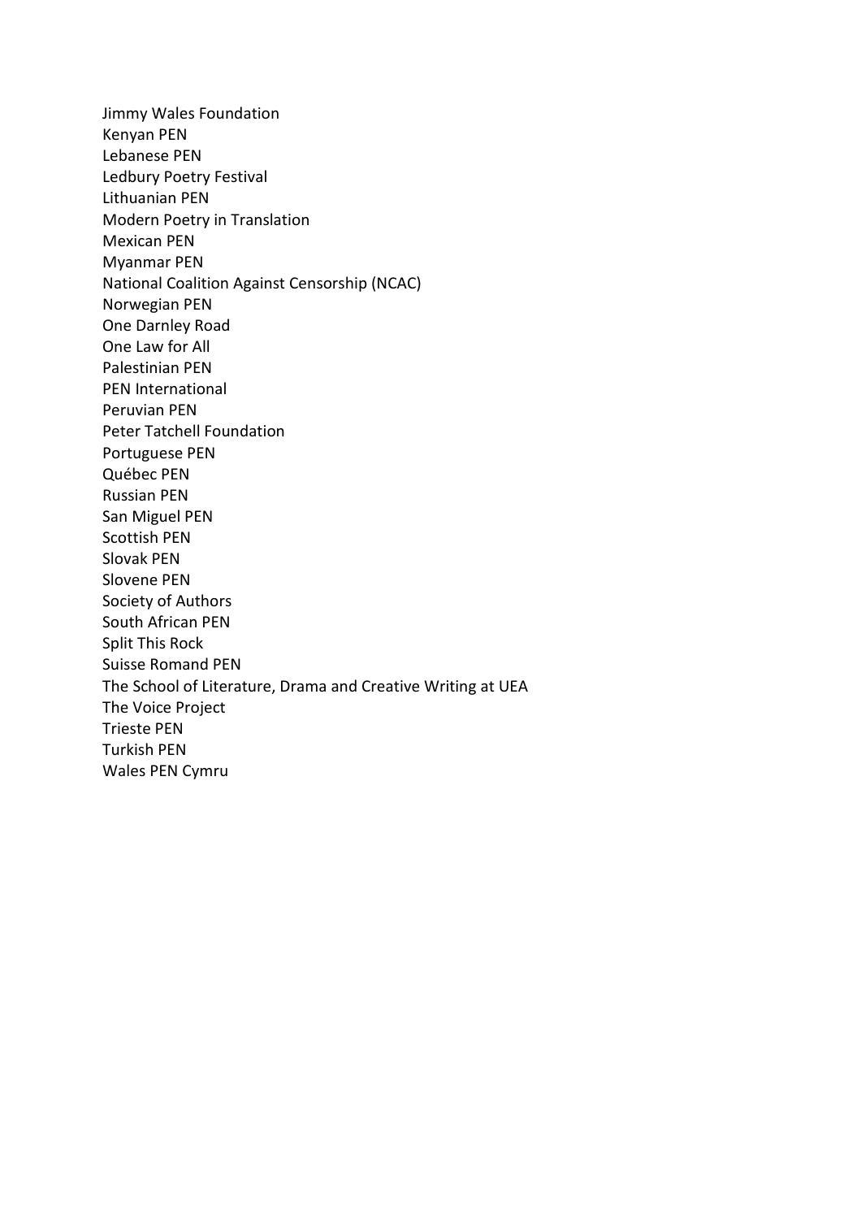Jimmy Wales Foundation
Kenyan PEN
Lebanese PEN
Ledbury Poetry Festival
Lithuanian PEN
Modern Poetry in Translation
Mexican PEN
Myanmar PEN
National Coalition Against Censorship (NCAC)
Norwegian PEN
One Darnley Road
One Law for All
Palestinian PEN
PEN International
Peruvian PEN
Peter Tatchell Foundation
Portuguese PEN
Québec PEN
Russian PEN
San Miguel PEN
Scottish PEN
Slovak PEN
Slovene PEN
Society of Authors
South African PEN
Split This Rock
Suisse Romand PEN
The School of Literature, Drama and Creative Writing at UEA
The Voice Project
Trieste PEN
Turkish PEN
Wales PEN Cymru